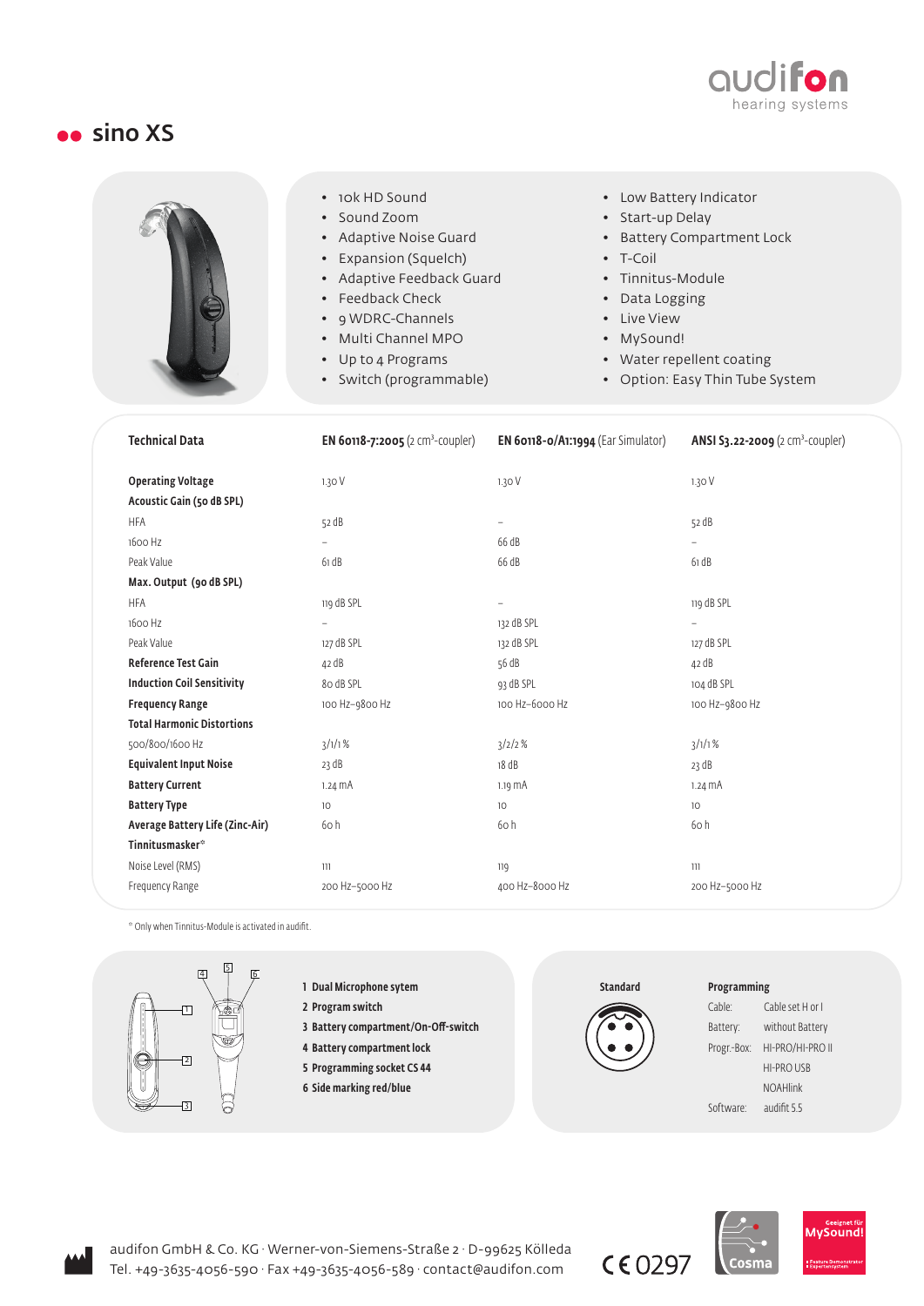# sino XS

- 10k HD Sound
- Sound Zoom
- Adaptive Noise Guard
- Expansion (Squelch)
- Adaptive Feedback Guard
- Feedback Check
- 9 WDRC-Channels
- Multi Channel MPO
- Up to 4 Programs
- Switch (programmable)
- Low Battery Indicator
- Start-up Delay
- Battery Compartment Lock
- T-Coil
- Tinnitus-Module
- Data Logging
- Live View
- MySound!
- Water repellent coating
- Option: Easy Thin Tube System

| Technical Data | EN 60118-7:2005 (2 cm³-coupler) | EN 60118-0/A1:1994 (Ear Simulator) | ANSI S3.22-2009 (2 cm³-coupler) |
|---|---|---|---|
| **Operating Voltage** | 1.30 V | 1.30 V | 1.30 V |
| **Acoustic Gain (50 dB SPL)** | | | |
| HFA | 52 dB | – | 52 dB |
| 1600 Hz | – | 66 dB | – |
| Peak Value | 61 dB | 66 dB | 61 dB |
| **Max. Output (90 dB SPL)** | | | |
| HFA | 119 dB SPL | – | 119 dB SPL |
| 1600 Hz | – | 132 dB SPL | – |
| Peak Value | 127 dB SPL | 132 dB SPL | 127 dB SPL |
| **Reference Test Gain** | 42 dB | 56 dB | 42 dB |
| **Induction Coil Sensitivity** | 80 dB SPL | 93 dB SPL | 104 dB SPL |
| **Frequency Range** | 100 Hz–9800 Hz | 100 Hz–6000 Hz | 100 Hz–9800 Hz |
| **Total Harmonic Distortions** | | | |
| 500/800/1600 Hz | 3/1/1 % | 3/2/2 % | 3/1/1 % |
| **Equivalent Input Noise** | 23 dB | 18 dB | 23 dB |
| **Battery Current** | 1.24 mA | 1.19 mA | 1.24 mA |
| **Battery Type** | 10 | 10 | 10 |
| **Average Battery Life (Zinc-Air)** | 60 h | 60 h | 60 h |
| **Tinnitusmasker*** | | | |
| Noise Level (RMS) | 111 | 119 | 111 |
| Frequency Range | 200 Hz–5000 Hz | 400 Hz–8000 Hz | 200 Hz–5000 Hz |

* Only when Tinnitus-Module is activated in audifit.

1. **Dual Microphone sytem**
2. **Program switch**
3. **Battery compartment/On-Off-switch**
4. **Battery compartment lock**
5. **Programming socket CS 44**
6. **Side marking red/blue**

**Standard**

**Programming**

| | |
|---|---|
| Cable: | Cable set H or I |
| Battery: | without Battery |
| Progr.-Box: | HI-PRO/HI-PRO II |
| | HI-PRO USB |
| | NOAHlink |
| Software: | audifit 5.5 |

audifon GmbH & Co. KG · Werner-von-Siemens-Straße 2 · D-99625 Kölleda
Tel. +49-3635-4056-590 · Fax +49-3635-4056-589 · contact@audifon.com

CE 0297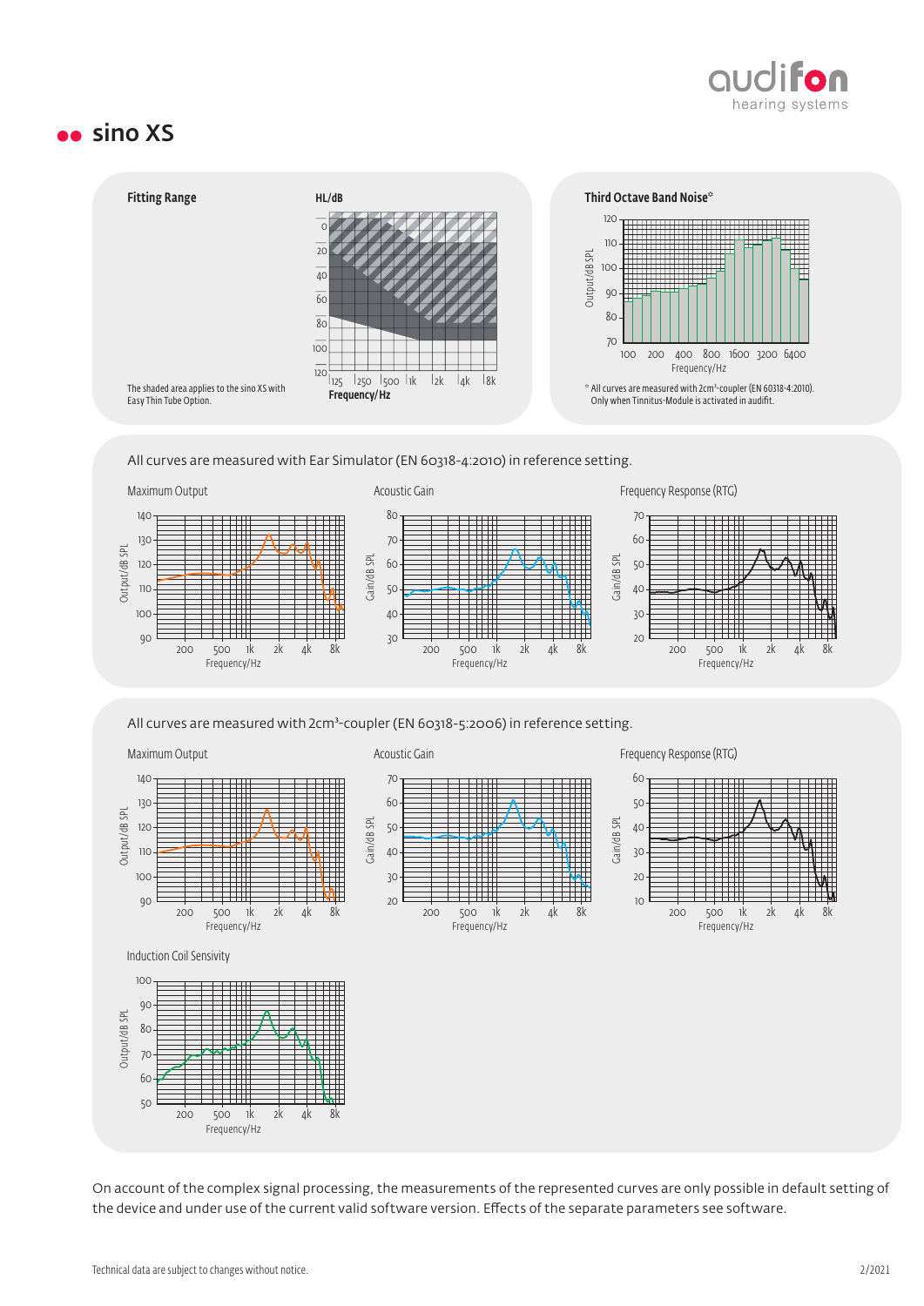# sino XS

## Fitting Range

HL/dB

0
20
40
60
80
100
120

125 250 500 1k 2k 4k 8k

Frequency/Hz

The shaded area applies to the sino XS with Easy Thin Tube Option.

## Third Octave Band Noise*

Output/dB SPL

120
110
100
90
80
70

100 200 400 800 1600 3200 6400

Frequency/Hz

\* All curves are measured with 2cm³-coupler (EN 60318-4:2010). Only when Tinnitus-Module is activated in audifit.

All curves are measured with Ear Simulator (EN 60318-4:2010) in reference setting.

**Maximum Output**

Output/dB SPL

140
130
120
110
100
90

200 500 1k 2k 4k 8k

Frequency/Hz

**Acoustic Gain**

Gain/dB SPL

80
70
60
50
40
30

200 500 1k 2k 4k 8k

Frequency/Hz

**Frequency Response (RTG)**

Gain/dB SPL

70
60
50
40
30
20

200 500 1k 2k 4k 8k

Frequency/Hz

All curves are measured with 2cm³-coupler (EN 60318-5:2006) in reference setting.

**Maximum Output**

Output/dB SPL

140
130
120
110
100
90

200 500 1k 2k 4k 8k

Frequency/Hz

**Acoustic Gain**

Gain/dB SPL

70
60
50
40
30
20

200 500 1k 2k 4k 8k

Frequency/Hz

**Frequency Response (RTG)**

Gain/dB SPL

60
50
40
30
20
10

200 500 1k 2k 4k 8k

Frequency/Hz

**Induction Coil Sensivity**

Output/dB SPL

100
90
80
70
60
50

200 500 1k 2k 4k 8k

Frequency/Hz

On account of the complex signal processing, the measurements of the represented curves are only possible in default setting of the device and under use of the current valid software version. Effects of the separate parameters see software.

Technical data are subject to changes without notice.

2/2021